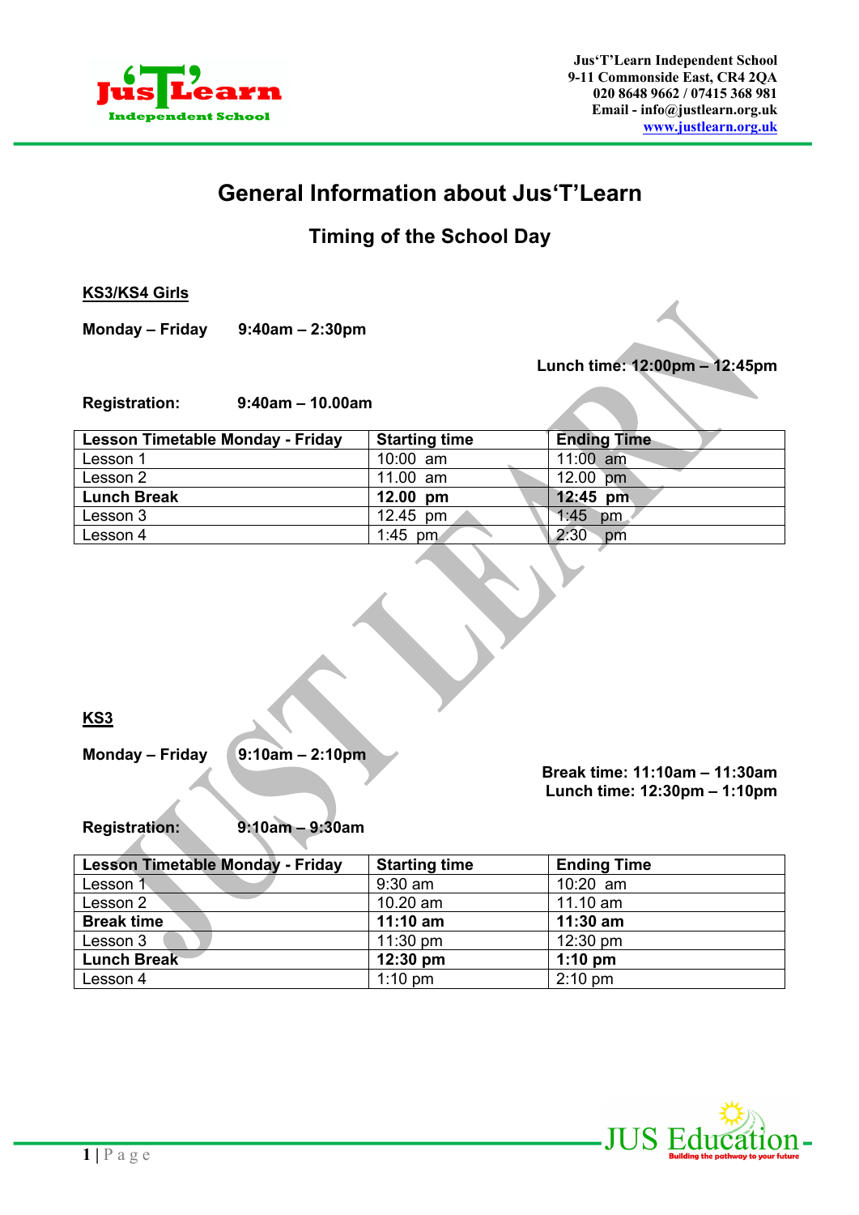Jus'T'Learn Independent School
9-11 Commonside East, CR4 2QA
020 8648 9662 / 07415 368 981
Email - info@justlearn.org.uk
www.justlearn.org.uk

# General Information about Jus'T'Learn

## Timing of the School Day

### KS3/KS4 Girls

**Monday – Friday** **9:40am – 2:30pm**

**Lunch time: 12:00pm – 12:45pm**

**Registration:** **9:40am – 10.00am**

| Lesson Timetable Monday - Friday | Starting time | Ending Time |
|---|---|---|
| Lesson 1 | 10:00 am | 11:00 am |
| Lesson 2 | 11.00 am | 12.00 pm |
| **Lunch Break** | **12.00 pm** | **12:45 pm** |
| Lesson 3 | 12.45 pm | 1:45 pm |
| Lesson 4 | 1:45 pm | 2:30 pm |

### KS3

**Monday – Friday** **9:10am – 2:10pm**

**Break time: 11:10am – 11:30am**
**Lunch time: 12:30pm – 1:10pm**

**Registration:** **9:10am – 9:30am**

| Lesson Timetable Monday - Friday | Starting time | Ending Time |
|---|---|---|
| Lesson 1 | 9:30 am | 10:20 am |
| Lesson 2 | 10.20 am | 11.10 am |
| **Break time** | **11:10 am** | **11:30 am** |
| Lesson 3 | 11:30 pm | 12:30 pm |
| **Lunch Break** | **12:30 pm** | **1:10 pm** |
| Lesson 4 | 1:10 pm | 2:10 pm |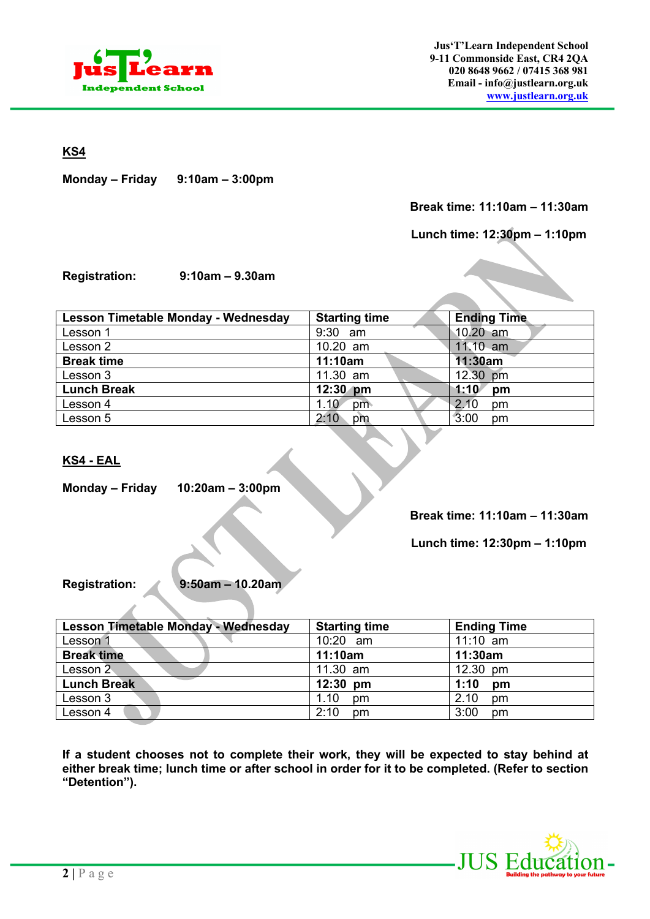## KS4

**Monday – Friday 9:10am – 3:00pm**

**Break time: 11:10am – 11:30am**

**Lunch time: 12:30pm – 1:10pm**

**Registration: 9:10am – 9.30am**

| **Lesson Timetable Monday - Wednesday** | **Starting time** | **Ending Time** |
|---|---|---|
| Lesson 1 | 9:30 am | 10.20 am |
| Lesson 2 | 10.20 am | 11.10 am |
| **Break time** | **11:10am** | **11:30am** |
| Lesson 3 | 11.30 am | 12.30 pm |
| **Lunch Break** | **12:30 pm** | **1:10 pm** |
| Lesson 4 | 1.10 pm | 2.10 pm |
| Lesson 5 | 2:10 pm | 3:00 pm |

## KS4 - EAL

**Monday – Friday 10:20am – 3:00pm**

**Break time: 11:10am – 11:30am**

**Lunch time: 12:30pm – 1:10pm**

**Registration: 9:50am – 10.20am**

| **Lesson Timetable Monday - Wednesday** | **Starting time** | **Ending Time** |
|---|---|---|
| Lesson 1 | 10:20 am | 11:10 am |
| **Break time** | **11:10am** | **11:30am** |
| Lesson 2 | 11.30 am | 12.30 pm |
| **Lunch Break** | **12:30 pm** | **1:10 pm** |
| Lesson 3 | 1.10 pm | 2.10 pm |
| Lesson 4 | 2:10 pm | 3:00 pm |

**If a student chooses not to complete their work, they will be expected to stay behind at either break time; lunch time or after school in order for it to be completed. (Refer to section "Detention").**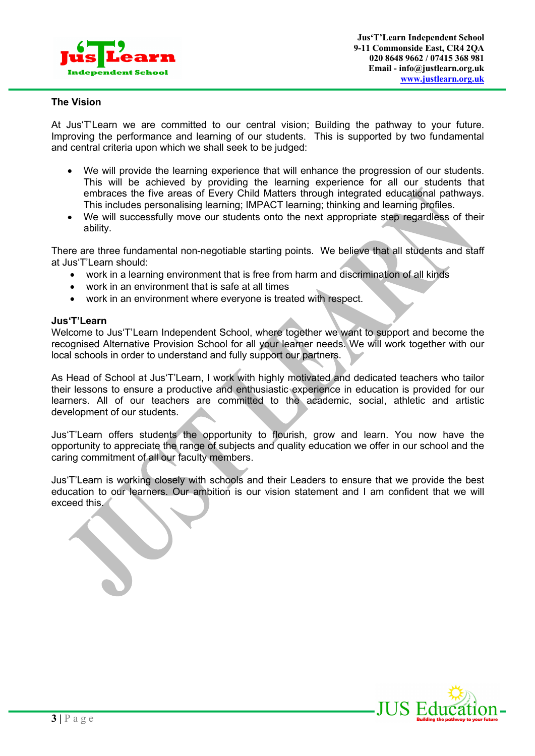## The Vision

At Jus'T'Learn we are committed to our central vision; Building the pathway to your future. Improving the performance and learning of our students. This is supported by two fundamental and central criteria upon which we shall seek to be judged:

- We will provide the learning experience that will enhance the progression of our students. This will be achieved by providing the learning experience for all our students that embraces the five areas of Every Child Matters through integrated educational pathways. This includes personalising learning; IMPACT learning; thinking and learning profiles.
- We will successfully move our students onto the next appropriate step regardless of their ability.

There are three fundamental non-negotiable starting points. We believe that all students and staff at Jus'T'Learn should:

- work in a learning environment that is free from harm and discrimination of all kinds
- work in an environment that is safe at all times
- work in an environment where everyone is treated with respect.

## Jus'T'Learn

Welcome to Jus'T'Learn Independent School, where together we want to support and become the recognised Alternative Provision School for all your learner needs. We will work together with our local schools in order to understand and fully support our partners.

As Head of School at Jus'T'Learn, I work with highly motivated and dedicated teachers who tailor their lessons to ensure a productive and enthusiastic experience in education is provided for our learners. All of our teachers are committed to the academic, social, athletic and artistic development of our students.

Jus'T'Learn offers students the opportunity to flourish, grow and learn. You now have the opportunity to appreciate the range of subjects and quality education we offer in our school and the caring commitment of all our faculty members.

Jus'T'Learn is working closely with schools and their Leaders to ensure that we provide the best education to our learners. Our ambition is our vision statement and I am confident that we will exceed this.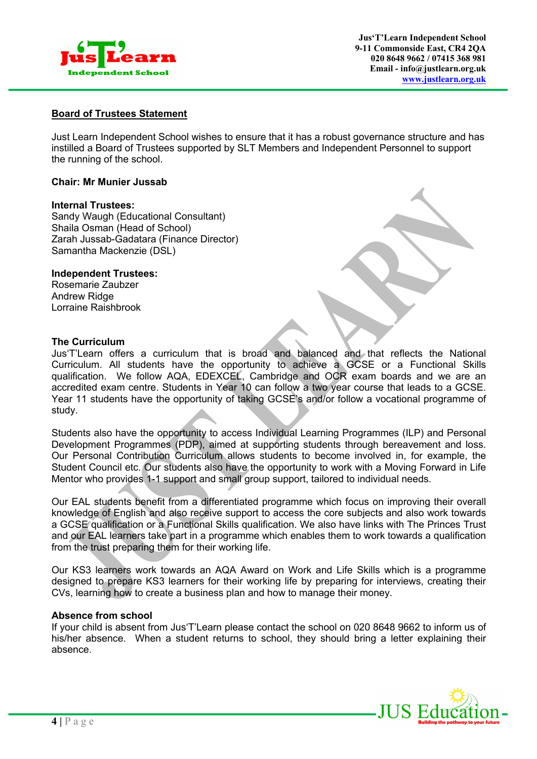## Board of Trustees Statement

Just Learn Independent School wishes to ensure that it has a robust governance structure and has instilled a Board of Trustees supported by SLT Members and Independent Personnel to support the running of the school.

**Chair: Mr Munier Jussab**

**Internal Trustees:**
Sandy Waugh (Educational Consultant)
Shaila Osman (Head of School)
Zarah Jussab-Gadatara (Finance Director)
Samantha Mackenzie (DSL)

**Independent Trustees:**
Rosemarie Zaubzer
Andrew Ridge
Lorraine Raishbrook

**The Curriculum**

Jus'T'Learn offers a curriculum that is broad and balanced and that reflects the National Curriculum. All students have the opportunity to achieve a GCSE or a Functional Skills qualification. We follow AQA, EDEXCEL, Cambridge and OCR exam boards and we are an accredited exam centre. Students in Year 10 can follow a two year course that leads to a GCSE. Year 11 students have the opportunity of taking GCSE's and/or follow a vocational programme of study.

Students also have the opportunity to access Individual Learning Programmes (ILP) and Personal Development Programmes (PDP), aimed at supporting students through bereavement and loss. Our Personal Contribution Curriculum allows students to become involved in, for example, the Student Council etc. Our students also have the opportunity to work with a Moving Forward in Life Mentor who provides 1-1 support and small group support, tailored to individual needs.

Our EAL students benefit from a differentiated programme which focus on improving their overall knowledge of English and also receive support to access the core subjects and also work towards a GCSE qualification or a Functional Skills qualification. We also have links with The Princes Trust and our EAL learners take part in a programme which enables them to work towards a qualification from the trust preparing them for their working life.

Our KS3 learners work towards an AQA Award on Work and Life Skills which is a programme designed to prepare KS3 learners for their working life by preparing for interviews, creating their CVs, learning how to create a business plan and how to manage their money.

**Absence from school**

If your child is absent from Jus'T'Learn please contact the school on 020 8648 9662 to inform us of his/her absence. When a student returns to school, they should bring a letter explaining their absence.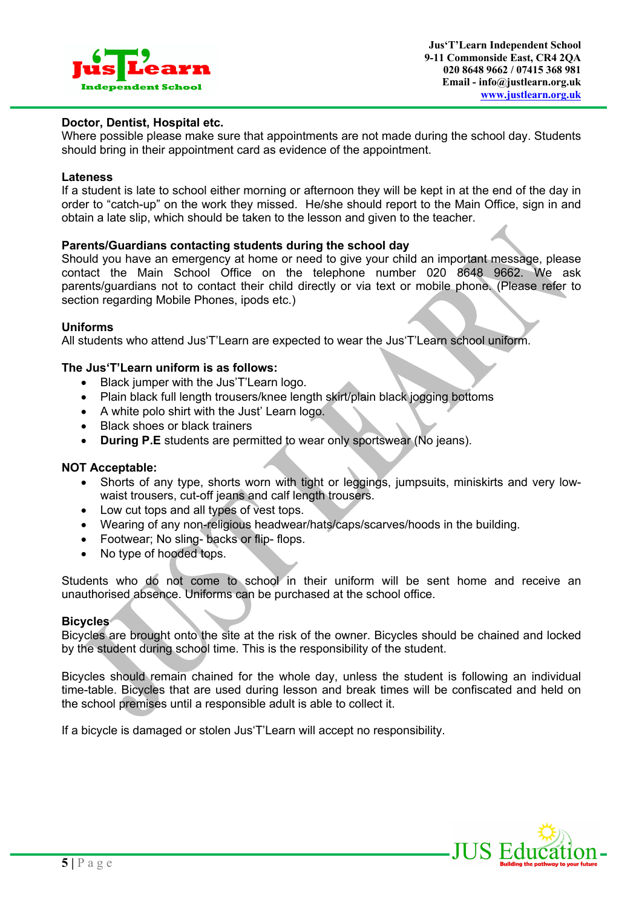### Doctor, Dentist, Hospital etc.

Where possible please make sure that appointments are not made during the school day. Students should bring in their appointment card as evidence of the appointment.

### Lateness

If a student is late to school either morning or afternoon they will be kept in at the end of the day in order to "catch-up" on the work they missed. He/she should report to the Main Office, sign in and obtain a late slip, which should be taken to the lesson and given to the teacher.

### Parents/Guardians contacting students during the school day

Should you have an emergency at home or need to give your child an important message, please contact the Main School Office on the telephone number 020 8648 9662. We ask parents/guardians not to contact their child directly or via text or mobile phone. (Please refer to section regarding Mobile Phones, ipods etc.)

### Uniforms

All students who attend Jus'T'Learn are expected to wear the Jus'T'Learn school uniform.

### The Jus'T'Learn uniform is as follows:

- Black jumper with the Jus'T'Learn logo.
- Plain black full length trousers/knee length skirt/plain black jogging bottoms
- A white polo shirt with the Just' Learn logo.
- Black shoes or black trainers
- **During P.E** students are permitted to wear only sportswear (No jeans).

### NOT Acceptable:

- Shorts of any type, shorts worn with tight or leggings, jumpsuits, miniskirts and very low-waist trousers, cut-off jeans and calf length trousers.
- Low cut tops and all types of vest tops.
- Wearing of any non-religious headwear/hats/caps/scarves/hoods in the building.
- Footwear; No sling- backs or flip- flops.
- No type of hooded tops.

Students who do not come to school in their uniform will be sent home and receive an unauthorised absence. Uniforms can be purchased at the school office.

### Bicycles

Bicycles are brought onto the site at the risk of the owner. Bicycles should be chained and locked by the student during school time. This is the responsibility of the student.

Bicycles should remain chained for the whole day, unless the student is following an individual time-table. Bicycles that are used during lesson and break times will be confiscated and held on the school premises until a responsible adult is able to collect it.

If a bicycle is damaged or stolen Jus'T'Learn will accept no responsibility.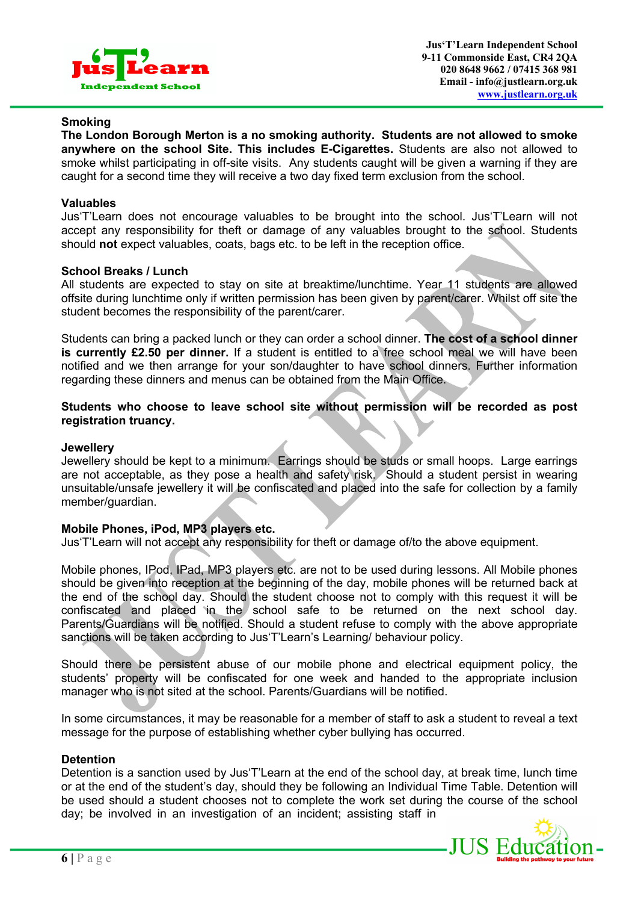### Smoking

**The London Borough Merton is a no smoking authority. Students are not allowed to smoke anywhere on the school Site. This includes E-Cigarettes.** Students are also not allowed to smoke whilst participating in off-site visits. Any students caught will be given a warning if they are caught for a second time they will receive a two day fixed term exclusion from the school.

### Valuables

Jus'T'Learn does not encourage valuables to be brought into the school. Jus'T'Learn will not accept any responsibility for theft or damage of any valuables brought to the school. Students should **not** expect valuables, coats, bags etc. to be left in the reception office.

### School Breaks / Lunch

All students are expected to stay on site at breaktime/lunchtime. Year 11 students are allowed offsite during lunchtime only if written permission has been given by parent/carer. Whilst off site the student becomes the responsibility of the parent/carer.

Students can bring a packed lunch or they can order a school dinner. **The cost of a school dinner is currently £2.50 per dinner.** If a student is entitled to a free school meal we will have been notified and we then arrange for your son/daughter to have school dinners. Further information regarding these dinners and menus can be obtained from the Main Office.

**Students who choose to leave school site without permission will be recorded as post registration truancy.**

### Jewellery

Jewellery should be kept to a minimum. Earrings should be studs or small hoops. Large earrings are not acceptable, as they pose a health and safety risk. Should a student persist in wearing unsuitable/unsafe jewellery it will be confiscated and placed into the safe for collection by a family member/guardian.

### Mobile Phones, iPod, MP3 players etc.

Jus'T'Learn will not accept any responsibility for theft or damage of/to the above equipment.

Mobile phones, IPod, IPad, MP3 players etc. are not to be used during lessons. All Mobile phones should be given into reception at the beginning of the day, mobile phones will be returned back at the end of the school day. Should the student choose not to comply with this request it will be confiscated and placed in the school safe to be returned on the next school day. Parents/Guardians will be notified. Should a student refuse to comply with the above appropriate sanctions will be taken according to Jus'T'Learn's Learning/ behaviour policy.

Should there be persistent abuse of our mobile phone and electrical equipment policy, the students' property will be confiscated for one week and handed to the appropriate inclusion manager who is not sited at the school. Parents/Guardians will be notified.

In some circumstances, it may be reasonable for a member of staff to ask a student to reveal a text message for the purpose of establishing whether cyber bullying has occurred.

### Detention

Detention is a sanction used by Jus'T'Learn at the end of the school day, at break time, lunch time or at the end of the student's day, should they be following an Individual Time Table. Detention will be used should a student chooses not to complete the work set during the course of the school day; be involved in an investigation of an incident; assisting staff in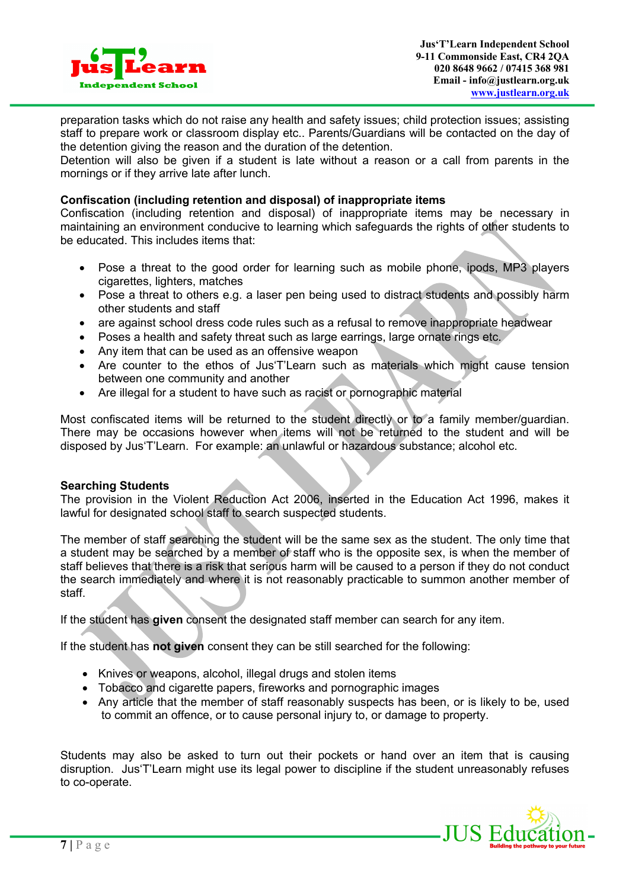preparation tasks which do not raise any health and safety issues; child protection issues; assisting staff to prepare work or classroom display etc.. Parents/Guardians will be contacted on the day of the detention giving the reason and the duration of the detention.
Detention will also be given if a student is late without a reason or a call from parents in the mornings or if they arrive late after lunch.

**Confiscation (including retention and disposal) of inappropriate items**
Confiscation (including retention and disposal) of inappropriate items may be necessary in maintaining an environment conducive to learning which safeguards the rights of other students to be educated. This includes items that:

- Pose a threat to the good order for learning such as mobile phone, ipods, MP3 players cigarettes, lighters, matches
- Pose a threat to others e.g. a laser pen being used to distract students and possibly harm other students and staff
- are against school dress code rules such as a refusal to remove inappropriate headwear
- Poses a health and safety threat such as large earrings, large ornate rings etc.
- Any item that can be used as an offensive weapon
- Are counter to the ethos of Jus'T'Learn such as materials which might cause tension between one community and another
- Are illegal for a student to have such as racist or pornographic material

Most confiscated items will be returned to the student directly or to a family member/guardian. There may be occasions however when items will not be returned to the student and will be disposed by Jus'T'Learn. For example: an unlawful or hazardous substance; alcohol etc.

**Searching Students**
The provision in the Violent Reduction Act 2006, inserted in the Education Act 1996, makes it lawful for designated school staff to search suspected students.

The member of staff searching the student will be the same sex as the student. The only time that a student may be searched by a member of staff who is the opposite sex, is when the member of staff believes that there is a risk that serious harm will be caused to a person if they do not conduct the search immediately and where it is not reasonably practicable to summon another member of staff.

If the student has **given** consent the designated staff member can search for any item.

If the student has **not given** consent they can be still searched for the following:

- Knives or weapons, alcohol, illegal drugs and stolen items
- Tobacco and cigarette papers, fireworks and pornographic images
- Any article that the member of staff reasonably suspects has been, or is likely to be, used to commit an offence, or to cause personal injury to, or damage to property.

Students may also be asked to turn out their pockets or hand over an item that is causing disruption. Jus'T'Learn might use its legal power to discipline if the student unreasonably refuses to co-operate.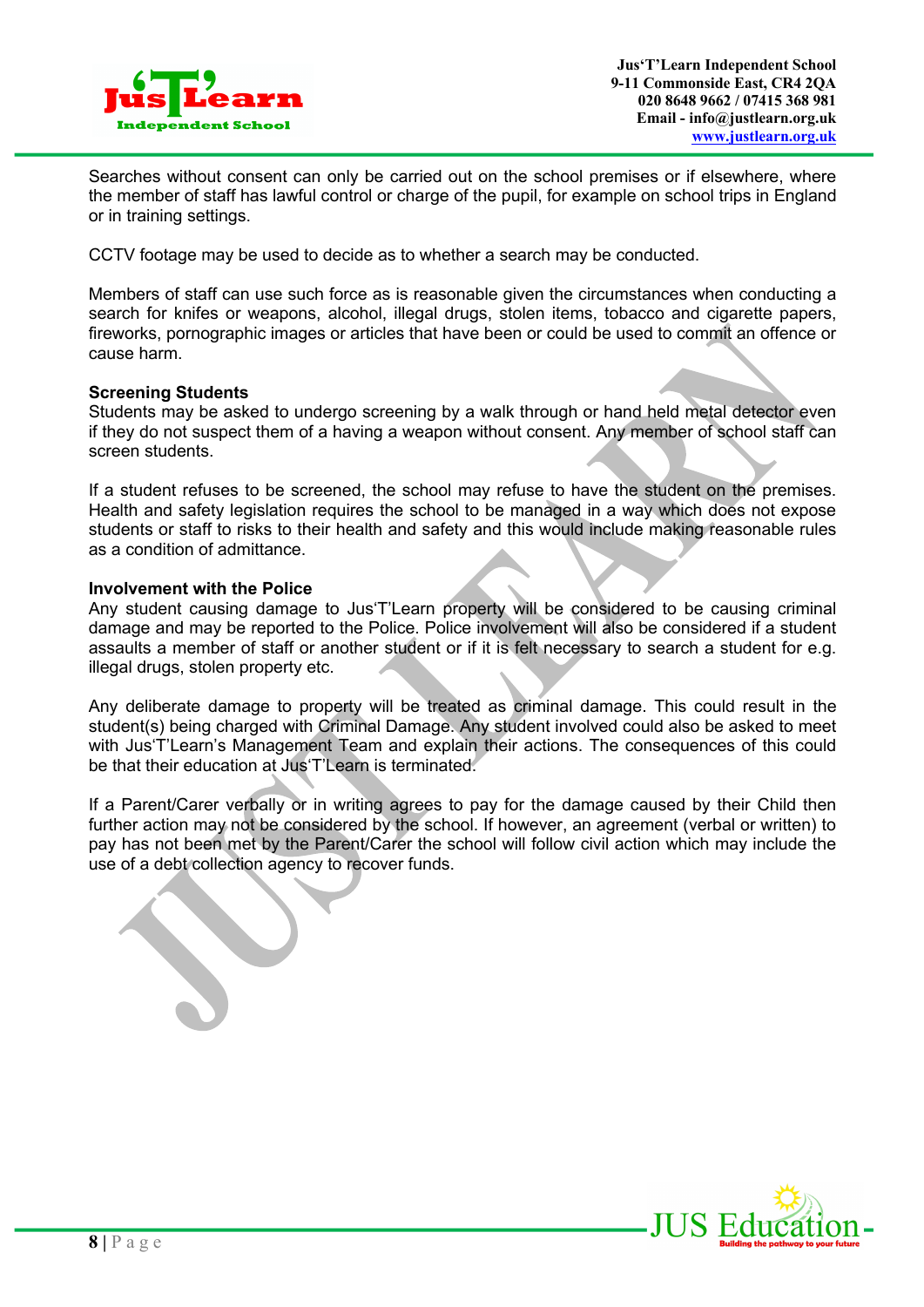Searches without consent can only be carried out on the school premises or if elsewhere, where the member of staff has lawful control or charge of the pupil, for example on school trips in England or in training settings.

CCTV footage may be used to decide as to whether a search may be conducted.

Members of staff can use such force as is reasonable given the circumstances when conducting a search for knifes or weapons, alcohol, illegal drugs, stolen items, tobacco and cigarette papers, fireworks, pornographic images or articles that have been or could be used to commit an offence or cause harm.

**Screening Students**

Students may be asked to undergo screening by a walk through or hand held metal detector even if they do not suspect them of a having a weapon without consent. Any member of school staff can screen students.

If a student refuses to be screened, the school may refuse to have the student on the premises. Health and safety legislation requires the school to be managed in a way which does not expose students or staff to risks to their health and safety and this would include making reasonable rules as a condition of admittance.

**Involvement with the Police**

Any student causing damage to Jus'T'Learn property will be considered to be causing criminal damage and may be reported to the Police. Police involvement will also be considered if a student assaults a member of staff or another student or if it is felt necessary to search a student for e.g. illegal drugs, stolen property etc.

Any deliberate damage to property will be treated as criminal damage. This could result in the student(s) being charged with Criminal Damage. Any student involved could also be asked to meet with Jus'T'Learn's Management Team and explain their actions. The consequences of this could be that their education at Jus'T'Learn is terminated.

If a Parent/Carer verbally or in writing agrees to pay for the damage caused by their Child then further action may not be considered by the school. If however, an agreement (verbal or written) to pay has not been met by the Parent/Carer the school will follow civil action which may include the use of a debt collection agency to recover funds.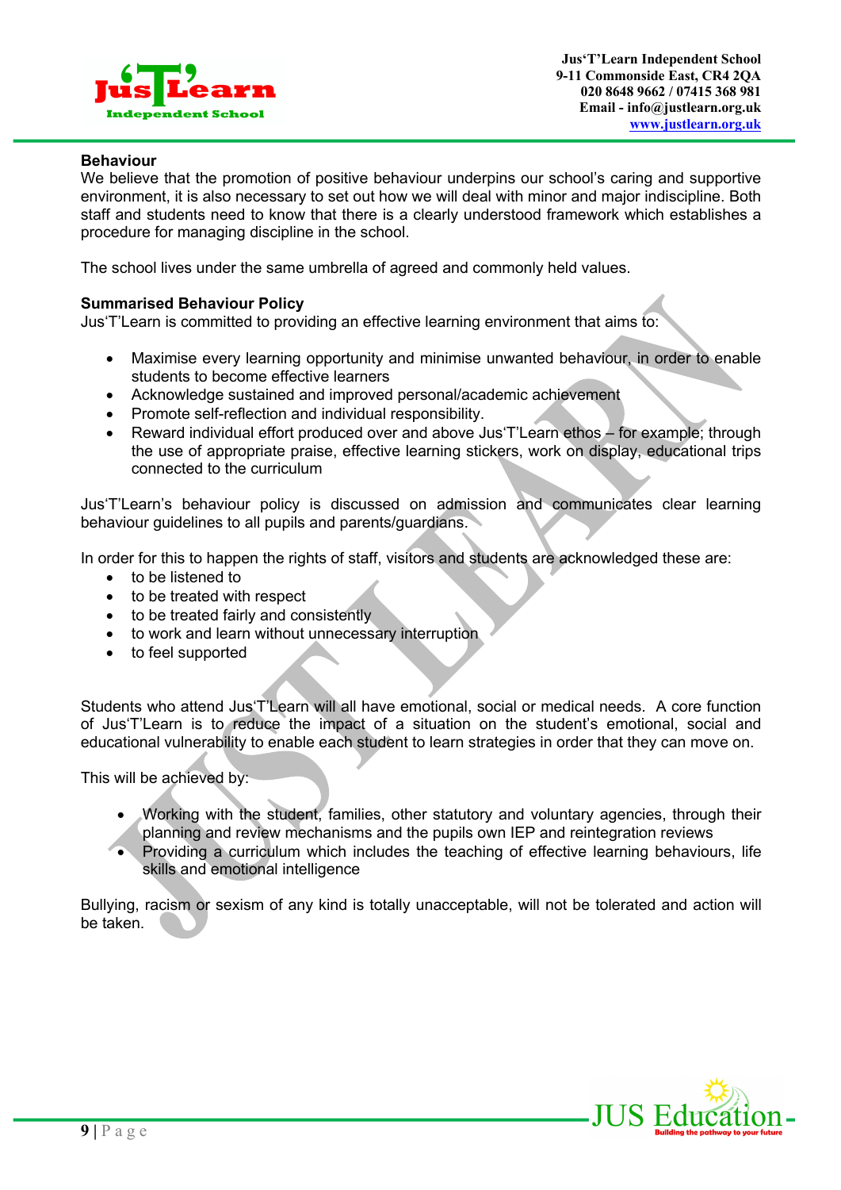## Behaviour

We believe that the promotion of positive behaviour underpins our school's caring and supportive environment, it is also necessary to set out how we will deal with minor and major indiscipline. Both staff and students need to know that there is a clearly understood framework which establishes a procedure for managing discipline in the school.

The school lives under the same umbrella of agreed and commonly held values.

## Summarised Behaviour Policy

Jus'T'Learn is committed to providing an effective learning environment that aims to:

- Maximise every learning opportunity and minimise unwanted behaviour, in order to enable students to become effective learners
- Acknowledge sustained and improved personal/academic achievement
- Promote self-reflection and individual responsibility.
- Reward individual effort produced over and above Jus'T'Learn ethos – for example; through the use of appropriate praise, effective learning stickers, work on display, educational trips connected to the curriculum

Jus'T'Learn's behaviour policy is discussed on admission and communicates clear learning behaviour guidelines to all pupils and parents/guardians.

In order for this to happen the rights of staff, visitors and students are acknowledged these are:

- to be listened to
- to be treated with respect
- to be treated fairly and consistently
- to work and learn without unnecessary interruption
- to feel supported

Students who attend Jus'T'Learn will all have emotional, social or medical needs. A core function of Jus'T'Learn is to reduce the impact of a situation on the student's emotional, social and educational vulnerability to enable each student to learn strategies in order that they can move on.

This will be achieved by:

- Working with the student, families, other statutory and voluntary agencies, through their planning and review mechanisms and the pupils own IEP and reintegration reviews
- Providing a curriculum which includes the teaching of effective learning behaviours, life skills and emotional intelligence

Bullying, racism or sexism of any kind is totally unacceptable, will not be tolerated and action will be taken.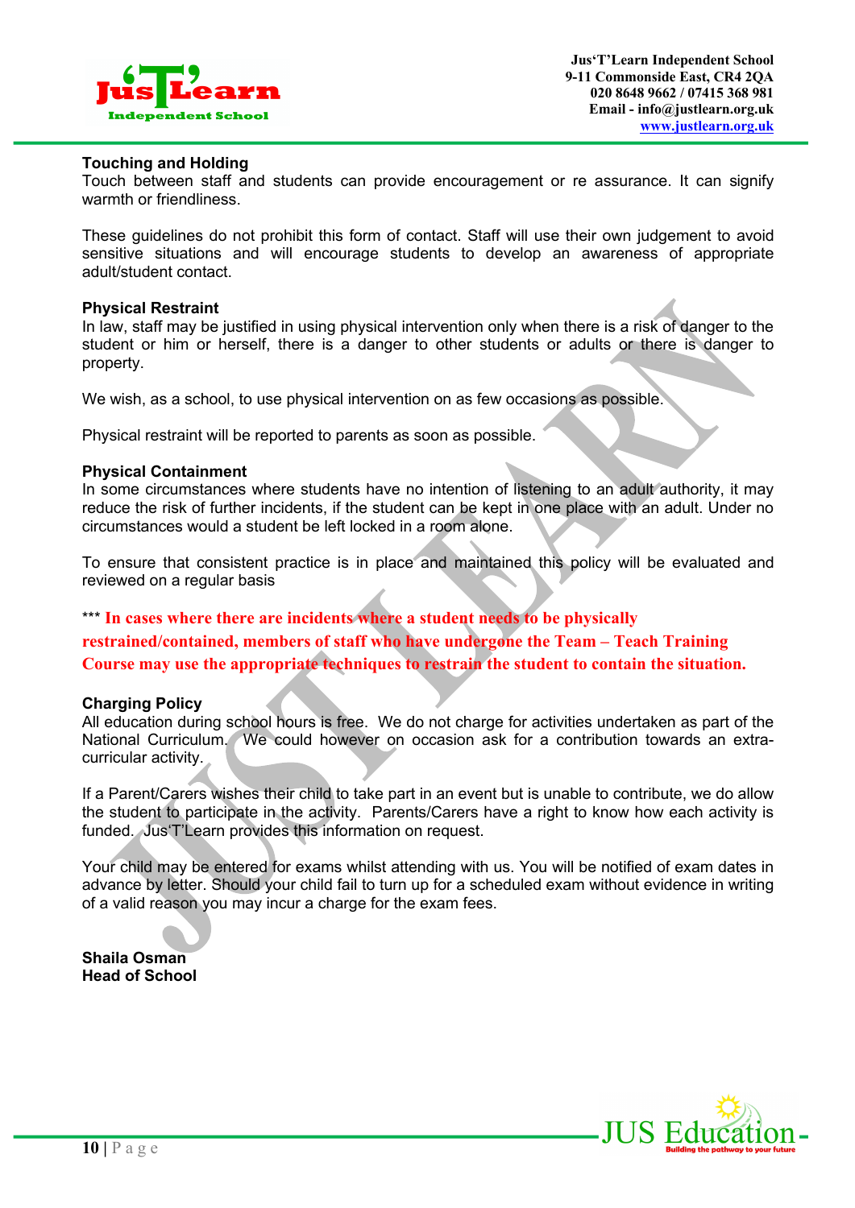**Touching and Holding**

Touch between staff and students can provide encouragement or re assurance. It can signify warmth or friendliness.

These guidelines do not prohibit this form of contact. Staff will use their own judgement to avoid sensitive situations and will encourage students to develop an awareness of appropriate adult/student contact.

**Physical Restraint**

In law, staff may be justified in using physical intervention only when there is a risk of danger to the student or him or herself, there is a danger to other students or adults or there is danger to property.

We wish, as a school, to use physical intervention on as few occasions as possible.

Physical restraint will be reported to parents as soon as possible.

**Physical Containment**

In some circumstances where students have no intention of listening to an adult authority, it may reduce the risk of further incidents, if the student can be kept in one place with an adult. Under no circumstances would a student be left locked in a room alone.

To ensure that consistent practice is in place and maintained this policy will be evaluated and reviewed on a regular basis

*** **In cases where there are incidents where a student needs to be physically restrained/contained, members of staff who have undergone the Team – Teach Training Course may use the appropriate techniques to restrain the student to contain the situation.**

**Charging Policy**

All education during school hours is free. We do not charge for activities undertaken as part of the National Curriculum. We could however on occasion ask for a contribution towards an extra-curricular activity.

If a Parent/Carers wishes their child to take part in an event but is unable to contribute, we do allow the student to participate in the activity. Parents/Carers have a right to know how each activity is funded. Jus'T'Learn provides this information on request.

Your child may be entered for exams whilst attending with us. You will be notified of exam dates in advance by letter. Should your child fail to turn up for a scheduled exam without evidence in writing of a valid reason you may incur a charge for the exam fees.

**Shaila Osman**
**Head of School**